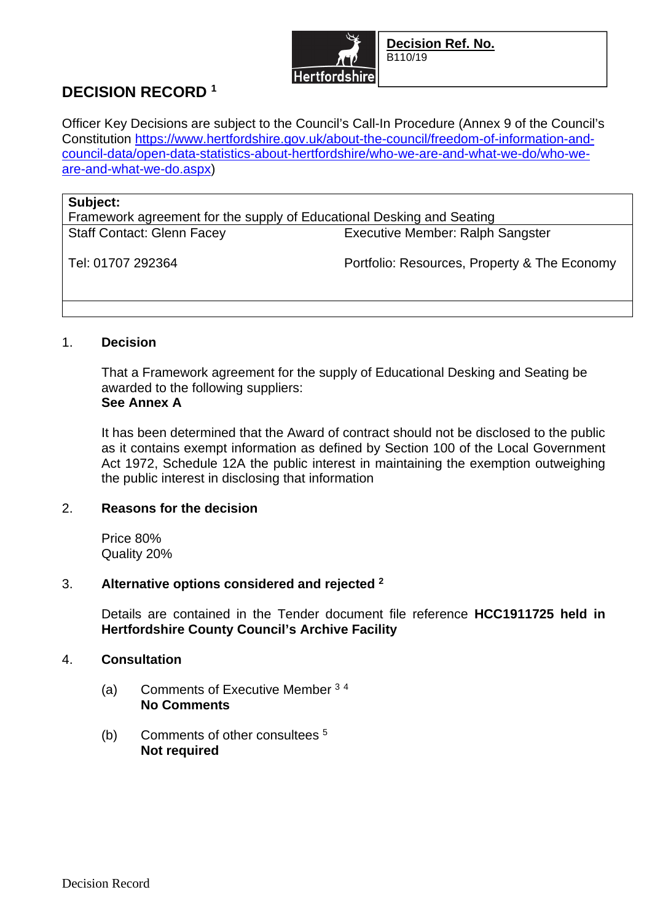**Decision Ref. No.**
B110/19

# DECISION RECORD [1]

Officer Key Decisions are subject to the Council's Call-In Procedure (Annex 9 of the Council's Constitution https://www.hertfordshire.gov.uk/about-the-council/freedom-of-information-and-council-data/open-data-statistics-about-hertfordshire/who-we-are-and-what-we-do/who-we-are-and-what-we-do.aspx)

| **Subject:** Framework agreement for the supply of Educational Desking and Seating | |
|---|---|
| Staff Contact: Glenn Facey | Executive Member: Ralph Sangster |
| Tel: 01707 292364 | Portfolio: Resources, Property & The Economy |
| | |

1. **Decision**

   That a Framework agreement for the supply of Educational Desking and Seating be awarded to the following suppliers:
   **See Annex A**

   It has been determined that the Award of contract should not be disclosed to the public as it contains exempt information as defined by Section 100 of the Local Government Act 1972, Schedule 12A the public interest in maintaining the exemption outweighing the public interest in disclosing that information

2. **Reasons for the decision**

   Price 80%
   Quality 20%

3. **Alternative options considered and rejected** [2]

   Details are contained in the Tender document file reference **HCC1911725 held in Hertfordshire County Council's Archive Facility**

4. **Consultation**

   (a) Comments of Executive Member [3] [4]
   **No Comments**

   (b) Comments of other consultees [5]
   **Not required**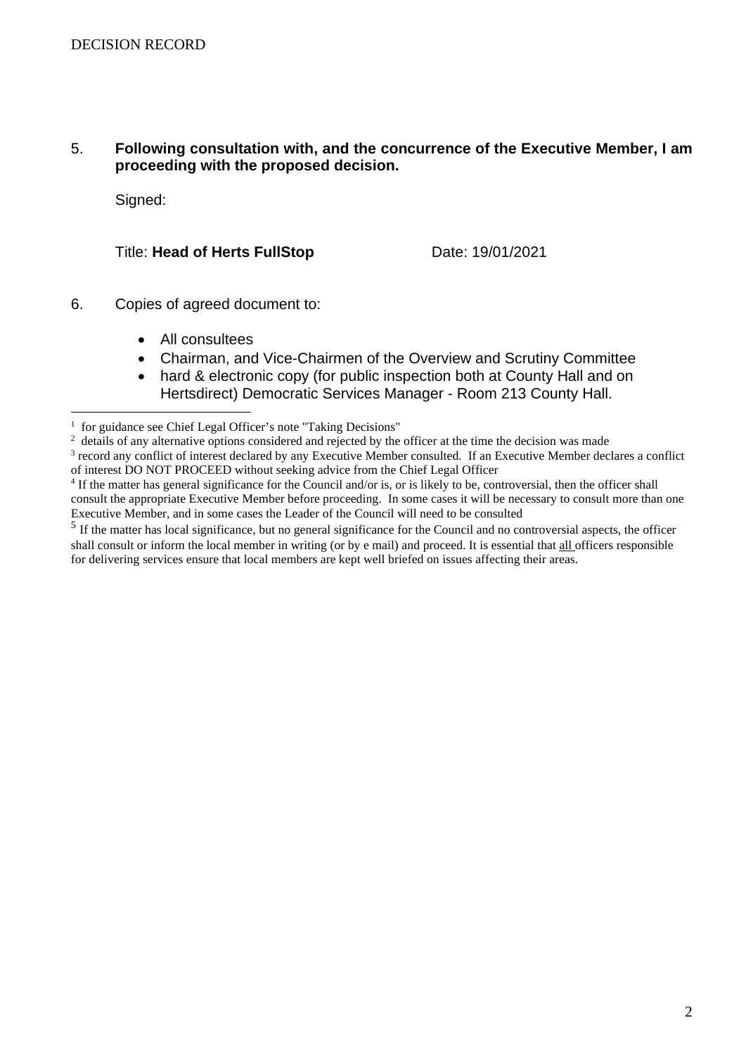DECISION RECORD

5. **Following consultation with, and the concurrence of the Executive Member, I am proceeding with the proposed decision.**

Signed:

Title: **Head of Herts FullStop** Date: 19/01/2021

6. Copies of agreed document to:

- All consultees
- Chairman, and Vice-Chairmen of the Overview and Scrutiny Committee
- hard & electronic copy (for public inspection both at County Hall and on Hertsdirect) Democratic Services Manager - Room 213 County Hall.

---

[1] for guidance see Chief Legal Officer's note "Taking Decisions"

[2] details of any alternative options considered and rejected by the officer at the time the decision was made

[3] record any conflict of interest declared by any Executive Member consulted. If an Executive Member declares a conflict of interest DO NOT PROCEED without seeking advice from the Chief Legal Officer

[4] If the matter has general significance for the Council and/or is, or is likely to be, controversial, then the officer shall consult the appropriate Executive Member before proceeding. In some cases it will be necessary to consult more than one Executive Member, and in some cases the Leader of the Council will need to be consulted

[5] If the matter has local significance, but no general significance for the Council and no controversial aspects, the officer shall consult or inform the local member in writing (or by e mail) and proceed. It is essential that all officers responsible for delivering services ensure that local members are kept well briefed on issues affecting their areas.